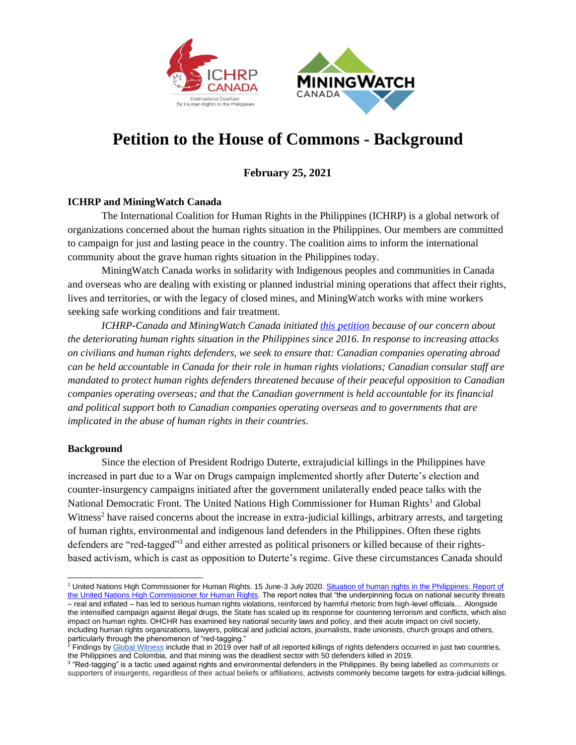# Petition to the House of Commons - Background

**February 25, 2021**

## ICHRP and MiningWatch Canada

The International Coalition for Human Rights in the Philippines (ICHRP) is a global network of organizations concerned about the human rights situation in the Philippines. Our members are committed to campaign for just and lasting peace in the country. The coalition aims to inform the international community about the grave human rights situation in the Philippines today.

MiningWatch Canada works in solidarity with Indigenous peoples and communities in Canada and overseas who are dealing with existing or planned industrial mining operations that affect their rights, lives and territories, or with the legacy of closed mines, and MiningWatch works with mine workers seeking safe working conditions and fair treatment.

*ICHRP-Canada and MiningWatch Canada initiated this petition because of our concern about the deteriorating human rights situation in the Philippines since 2016. In response to increasing attacks on civilians and human rights defenders, we seek to ensure that: Canadian companies operating abroad can be held accountable in Canada for their role in human rights violations; Canadian consular staff are mandated to protect human rights defenders threatened because of their peaceful opposition to Canadian companies operating overseas; and that the Canadian government is held accountable for its financial and political support both to Canadian companies operating overseas and to governments that are implicated in the abuse of human rights in their countries.*

## Background

Since the election of President Rodrigo Duterte, extrajudicial killings in the Philippines have increased in part due to a War on Drugs campaign implemented shortly after Duterte's election and counter-insurgency campaigns initiated after the government unilaterally ended peace talks with the National Democratic Front. The United Nations High Commissioner for Human Rights[1] and Global Witness[2] have raised concerns about the increase in extra-judicial killings, arbitrary arrests, and targeting of human rights, environmental and indigenous land defenders in the Philippines. Often these rights defenders are "red-tagged"[3] and either arrested as political prisoners or killed because of their rights-based activism, which is cast as opposition to Duterte's regime. Give these circumstances Canada should

---

[1] United Nations High Commissioner for Human Rights. 15 June-3 July 2020. Situation of human rights in the Philippines: Report of the United Nations High Commissioner for Human Rights. The report notes that "the underpinning focus on national security threats – real and inflated – has led to serious human rights violations, reinforced by harmful rhetoric from high-level officials… Alongside the intensified campaign against illegal drugs, the State has scaled up its response for countering terrorism and conflicts, which also impact on human rights. OHCHR has examined key national security laws and policy, and their acute impact on civil society, including human rights organizations, lawyers, political and judicial actors, journalists, trade unionists, church groups and others, particularly through the phenomenon of "red-tagging."

[2] Findings by Global Witness include that in 2019 over half of all reported killings of rights defenders occurred in just two countries, the Philippines and Colombia, and that mining was the deadliest sector with 50 defenders killed in 2019.

[3] "Red-tagging" is a tactic used against rights and environmental defenders in the Philippines. By being labelled as communists or supporters of insurgents, regardless of their actual beliefs or affiliations, activists commonly become targets for extra-judicial killings.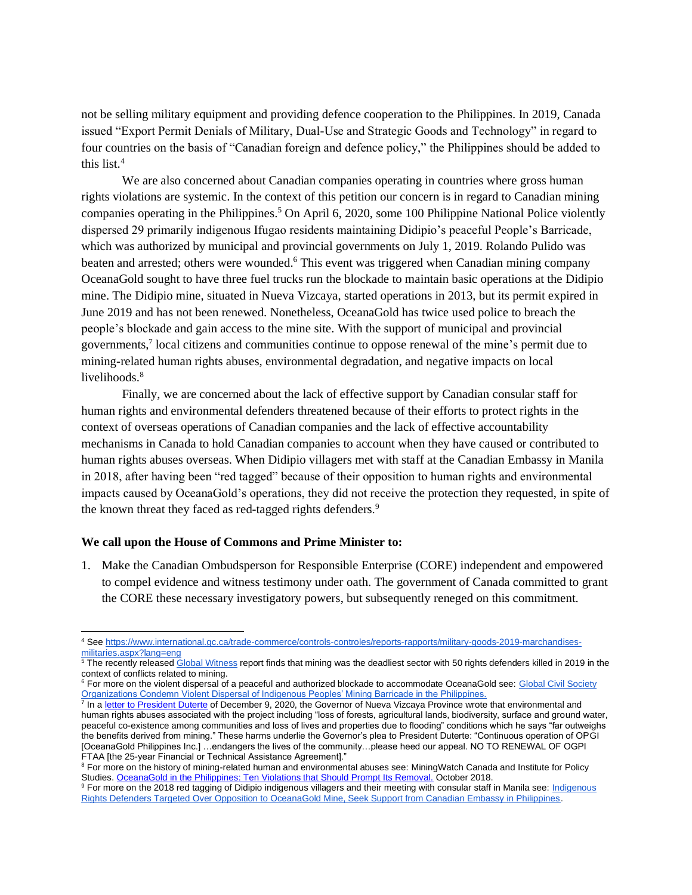not be selling military equipment and providing defence cooperation to the Philippines. In 2019, Canada issued "Export Permit Denials of Military, Dual-Use and Strategic Goods and Technology" in regard to four countries on the basis of "Canadian foreign and defence policy," the Philippines should be added to this list.[4]

We are also concerned about Canadian companies operating in countries where gross human rights violations are systemic. In the context of this petition our concern is in regard to Canadian mining companies operating in the Philippines.[5] On April 6, 2020, some 100 Philippine National Police violently dispersed 29 primarily indigenous Ifugao residents maintaining Didipio's peaceful People's Barricade, which was authorized by municipal and provincial governments on July 1, 2019. Rolando Pulido was beaten and arrested; others were wounded.[6] This event was triggered when Canadian mining company OceanaGold sought to have three fuel trucks run the blockade to maintain basic operations at the Didipio mine. The Didipio mine, situated in Nueva Vizcaya, started operations in 2013, but its permit expired in June 2019 and has not been renewed. Nonetheless, OceanaGold has twice used police to breach the people's blockade and gain access to the mine site. With the support of municipal and provincial governments,[7] local citizens and communities continue to oppose renewal of the mine's permit due to mining-related human rights abuses, environmental degradation, and negative impacts on local livelihoods.[8]

Finally, we are concerned about the lack of effective support by Canadian consular staff for human rights and environmental defenders threatened because of their efforts to protect rights in the context of overseas operations of Canadian companies and the lack of effective accountability mechanisms in Canada to hold Canadian companies to account when they have caused or contributed to human rights abuses overseas. When Didipio villagers met with staff at the Canadian Embassy in Manila in 2018, after having been "red tagged" because of their opposition to human rights and environmental impacts caused by OceanaGold's operations, they did not receive the protection they requested, in spite of the known threat they faced as red-tagged rights defenders.[9]

**We call upon the House of Commons and Prime Minister to:**

1. Make the Canadian Ombudsperson for Responsible Enterprise (CORE) independent and empowered to compel evidence and witness testimony under oath. The government of Canada committed to grant the CORE these necessary investigatory powers, but subsequently reneged on this commitment.

---

[4] See https://www.international.gc.ca/trade-commerce/controls-controles/reports-rapports/military-goods-2019-marchandises-militaries.aspx?lang=eng

[5] The recently released Global Witness report finds that mining was the deadliest sector with 50 rights defenders killed in 2019 in the context of conflicts related to mining.

[6] For more on the violent dispersal of a peaceful and authorized blockade to accommodate OceanaGold see: Global Civil Society Organizations Condemn Violent Dispersal of Indigenous Peoples' Mining Barricade in the Philippines.

[7] In a letter to President Duterte of December 9, 2020, the Governor of Nueva Vizcaya Province wrote that environmental and human rights abuses associated with the project including "loss of forests, agricultural lands, biodiversity, surface and ground water, peaceful co-existence among communities and loss of lives and properties due to flooding" conditions which he says "far outweighs the benefits derived from mining." These harms underlie the Governor's plea to President Duterte: "Continuous operation of OPGI [OceanaGold Philippines Inc.] …endangers the lives of the community…please heed our appeal. NO TO RENEWAL OF OGPI FTAA [the 25-year Financial or Technical Assistance Agreement]."

[8] For more on the history of mining-related human and environmental abuses see: MiningWatch Canada and Institute for Policy Studies. OceanaGold in the Philippines: Ten Violations that Should Prompt Its Removal. October 2018.

[9] For more on the 2018 red tagging of Didipio indigenous villagers and their meeting with consular staff in Manila see: Indigenous Rights Defenders Targeted Over Opposition to OceanaGold Mine, Seek Support from Canadian Embassy in Philippines.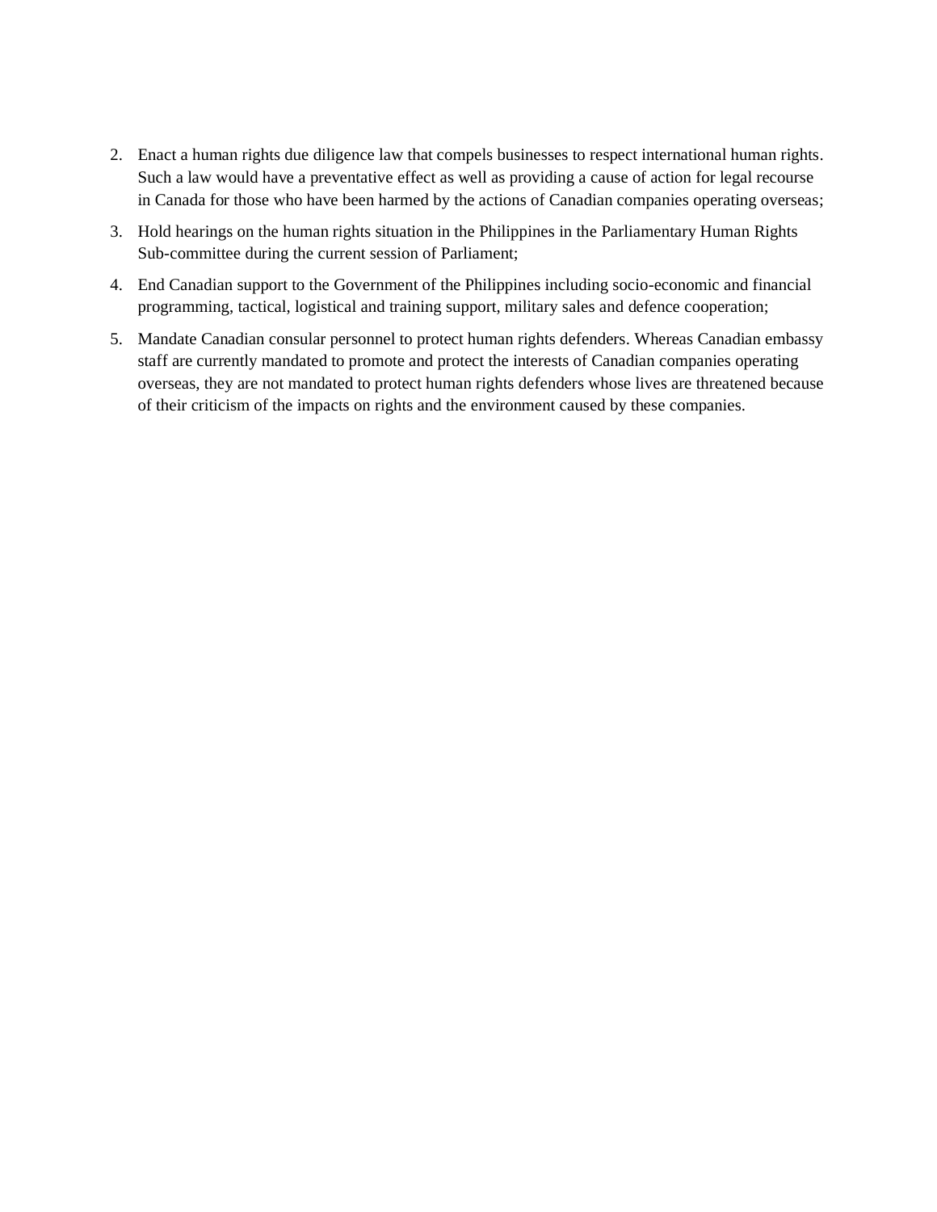2. Enact a human rights due diligence law that compels businesses to respect international human rights. Such a law would have a preventative effect as well as providing a cause of action for legal recourse in Canada for those who have been harmed by the actions of Canadian companies operating overseas;
3. Hold hearings on the human rights situation in the Philippines in the Parliamentary Human Rights Sub-committee during the current session of Parliament;
4. End Canadian support to the Government of the Philippines including socio-economic and financial programming, tactical, logistical and training support, military sales and defence cooperation;
5. Mandate Canadian consular personnel to protect human rights defenders. Whereas Canadian embassy staff are currently mandated to promote and protect the interests of Canadian companies operating overseas, they are not mandated to protect human rights defenders whose lives are threatened because of their criticism of the impacts on rights and the environment caused by these companies.